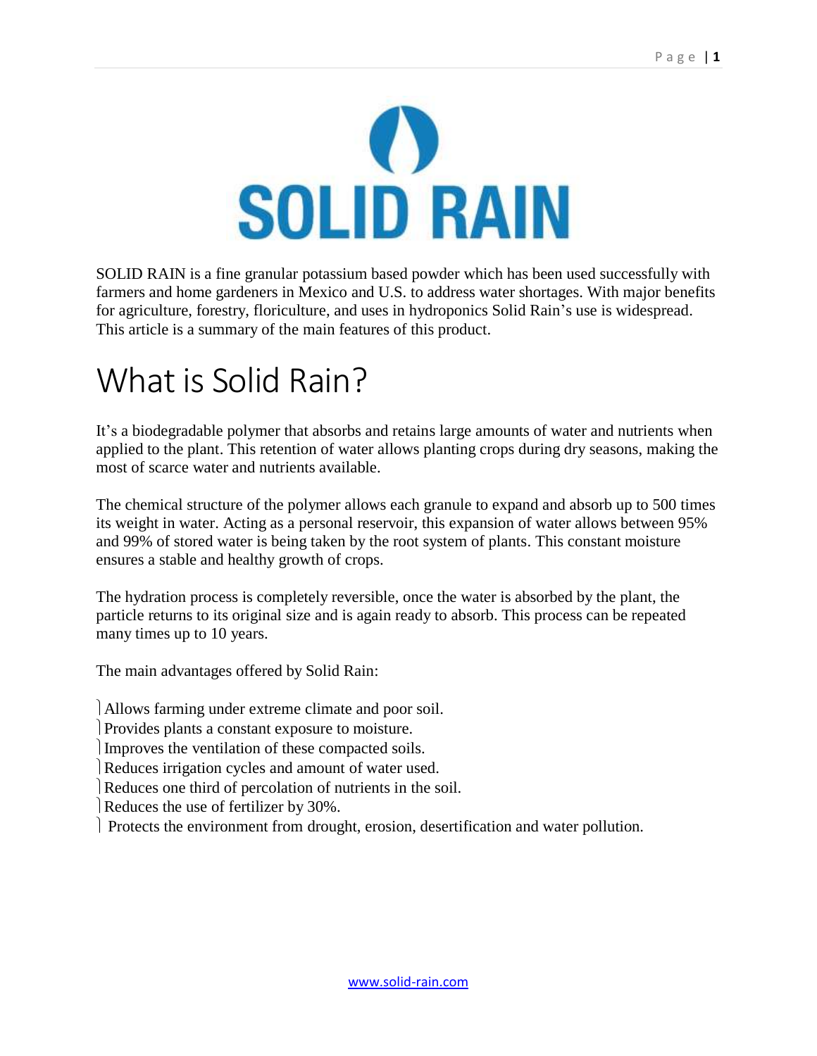# SOLID RAIN

SOLID RAIN is a fine granular potassium based powder which has been used successfully with farmers and home gardeners in Mexico and U.S. to address water shortages. With major benefits for agriculture, forestry, floriculture, and uses in hydroponics Solid Rain's use is widespread. This article is a summary of the main features of this product.

## What is Solid Rain?

It's a biodegradable polymer that absorbs and retains large amounts of water and nutrients when applied to the plant. This retention of water allows planting crops during dry seasons, making the most of scarce water and nutrients available.

The chemical structure of the polymer allows each granule to expand and absorb up to 500 times its weight in water. Acting as a personal reservoir, this expansion of water allows between 95% and 99% of stored water is being taken by the root system of plants. This constant moisture ensures a stable and healthy growth of crops.

The hydration process is completely reversible, once the water is absorbed by the plant, the particle returns to its original size and is again ready to absorb. This process can be repeated many times up to 10 years.

The main advantages offered by Solid Rain:

- Allows farming under extreme climate and poor soil.
- Provides plants a constant exposure to moisture.
- Improves the ventilation of these compacted soils.
- Reduces irrigation cycles and amount of water used.
- Reduces one third of percolation of nutrients in the soil.
- Reduces the use of fertilizer by 30%.
- Protects the environment from drought, erosion, desertification and water pollution.

www.solid-rain.com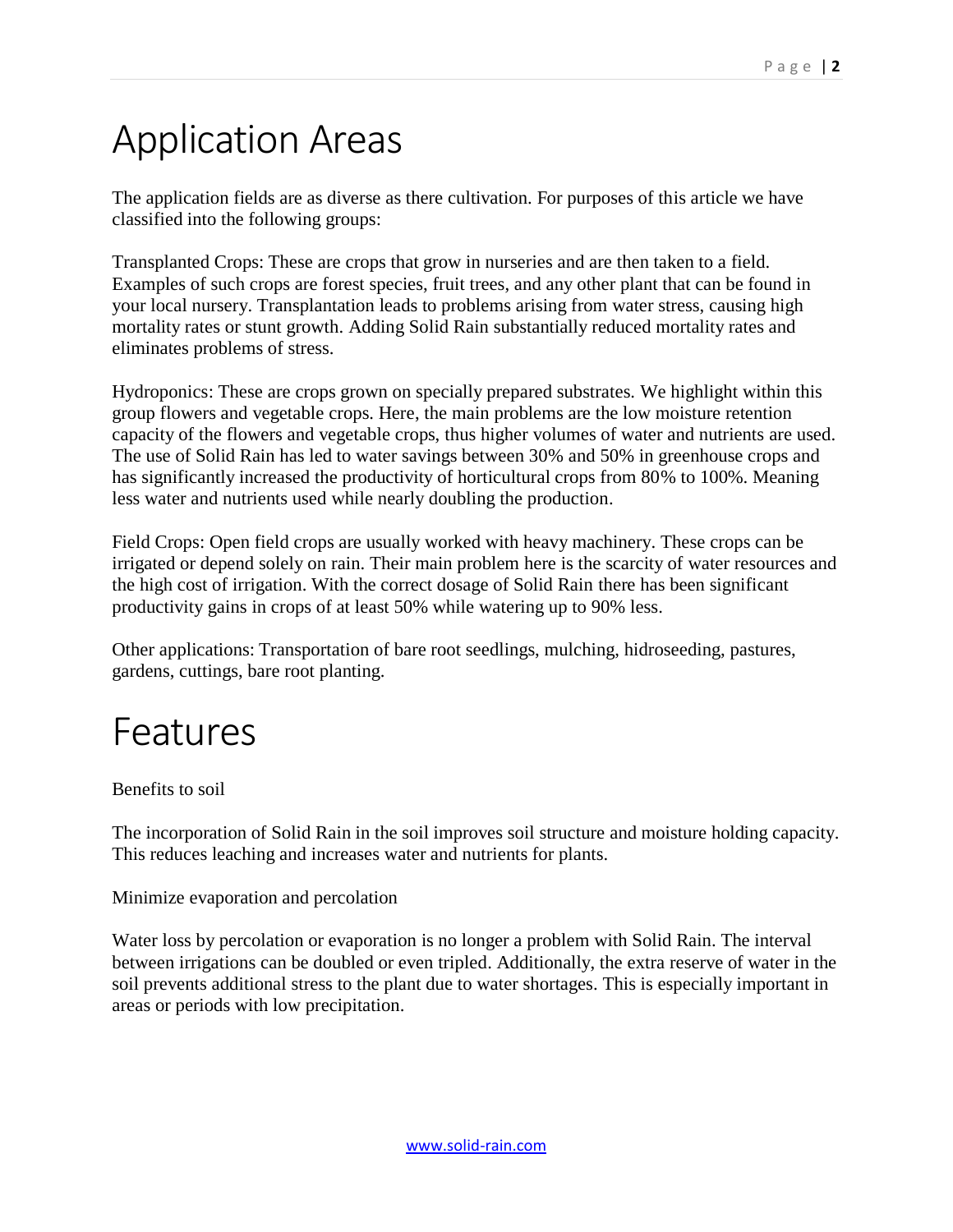# Application Areas

The application fields are as diverse as there cultivation. For purposes of this article we have classified into the following groups:

Transplanted Crops: These are crops that grow in nurseries and are then taken to a field. Examples of such crops are forest species, fruit trees, and any other plant that can be found in your local nursery. Transplantation leads to problems arising from water stress, causing high mortality rates or stunt growth. Adding Solid Rain substantially reduced mortality rates and eliminates problems of stress.

Hydroponics: These are crops grown on specially prepared substrates. We highlight within this group flowers and vegetable crops. Here, the main problems are the low moisture retention capacity of the flowers and vegetable crops, thus higher volumes of water and nutrients are used. The use of Solid Rain has led to water savings between 30% and 50% in greenhouse crops and has significantly increased the productivity of horticultural crops from 80% to 100%. Meaning less water and nutrients used while nearly doubling the production.

Field Crops: Open field crops are usually worked with heavy machinery. These crops can be irrigated or depend solely on rain. Their main problem here is the scarcity of water resources and the high cost of irrigation. With the correct dosage of Solid Rain there has been significant productivity gains in crops of at least 50% while watering up to 90% less.

Other applications: Transportation of bare root seedlings, mulching, hidroseeding, pastures, gardens, cuttings, bare root planting.

# Features

Benefits to soil

The incorporation of Solid Rain in the soil improves soil structure and moisture holding capacity. This reduces leaching and increases water and nutrients for plants.

Minimize evaporation and percolation

Water loss by percolation or evaporation is no longer a problem with Solid Rain. The interval between irrigations can be doubled or even tripled. Additionally, the extra reserve of water in the soil prevents additional stress to the plant due to water shortages. This is especially important in areas or periods with low precipitation.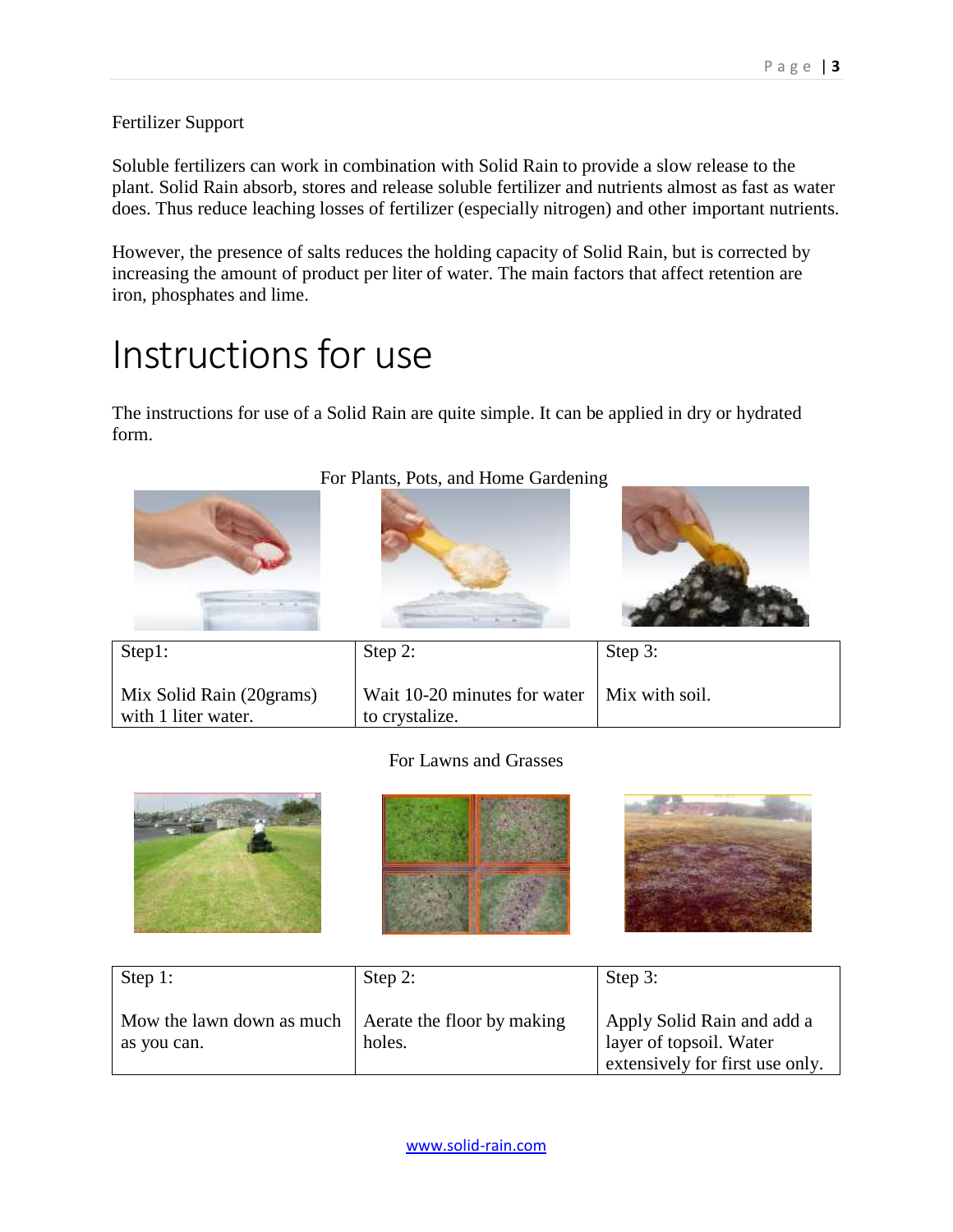Fertilizer Support

Soluble fertilizers can work in combination with Solid Rain to provide a slow release to the plant. Solid Rain absorb, stores and release soluble fertilizer and nutrients almost as fast as water does. Thus reduce leaching losses of fertilizer (especially nitrogen) and other important nutrients.

However, the presence of salts reduces the holding capacity of Solid Rain, but is corrected by increasing the amount of product per liter of water. The main factors that affect retention are iron, phosphates and lime.

# Instructions for use

The instructions for use of a Solid Rain are quite simple. It can be applied in dry or hydrated form.

For Plants, Pots, and Home Gardening

| Step1: | Step 2: | Step 3: |
|---|---|---|
| Mix Solid Rain (20grams) with 1 liter water. | Wait 10-20 minutes for water to crystalize. | Mix with soil. |

For Lawns and Grasses

| Step 1: | Step 2: | Step 3: |
|---|---|---|
| Mow the lawn down as much as you can. | Aerate the floor by making holes. | Apply Solid Rain and add a layer of topsoil. Water extensively for first use only. |

www.solid-rain.com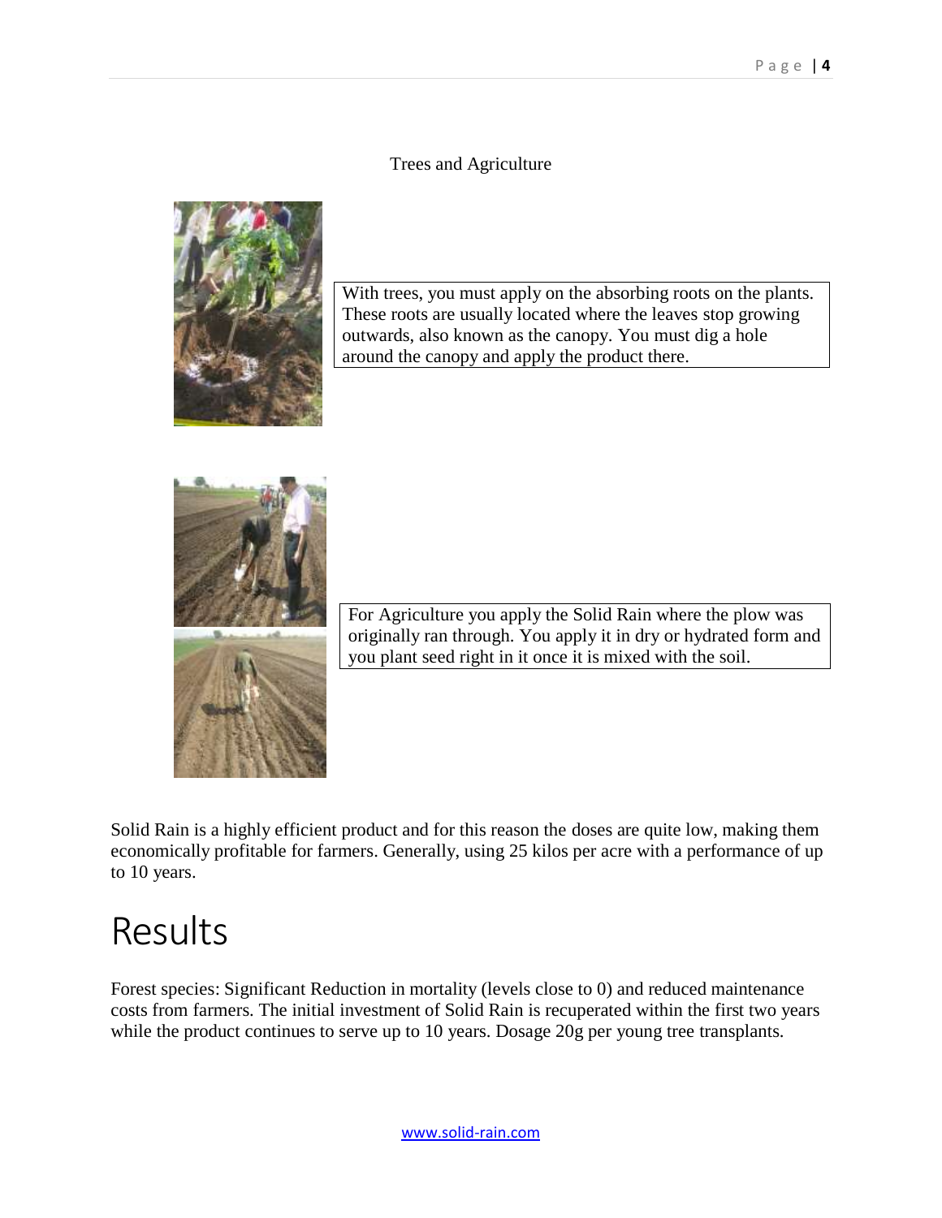Trees and Agriculture

With trees, you must apply on the absorbing roots on the plants. These roots are usually located where the leaves stop growing outwards, also known as the canopy. You must dig a hole around the canopy and apply the product there.

For Agriculture you apply the Solid Rain where the plow was originally ran through. You apply it in dry or hydrated form and you plant seed right in it once it is mixed with the soil.

Solid Rain is a highly efficient product and for this reason the doses are quite low, making them economically profitable for farmers. Generally, using 25 kilos per acre with a performance of up to 10 years.

# Results

Forest species: Significant Reduction in mortality (levels close to 0) and reduced maintenance costs from farmers. The initial investment of Solid Rain is recuperated within the first two years while the product continues to serve up to 10 years. Dosage 20g per young tree transplants.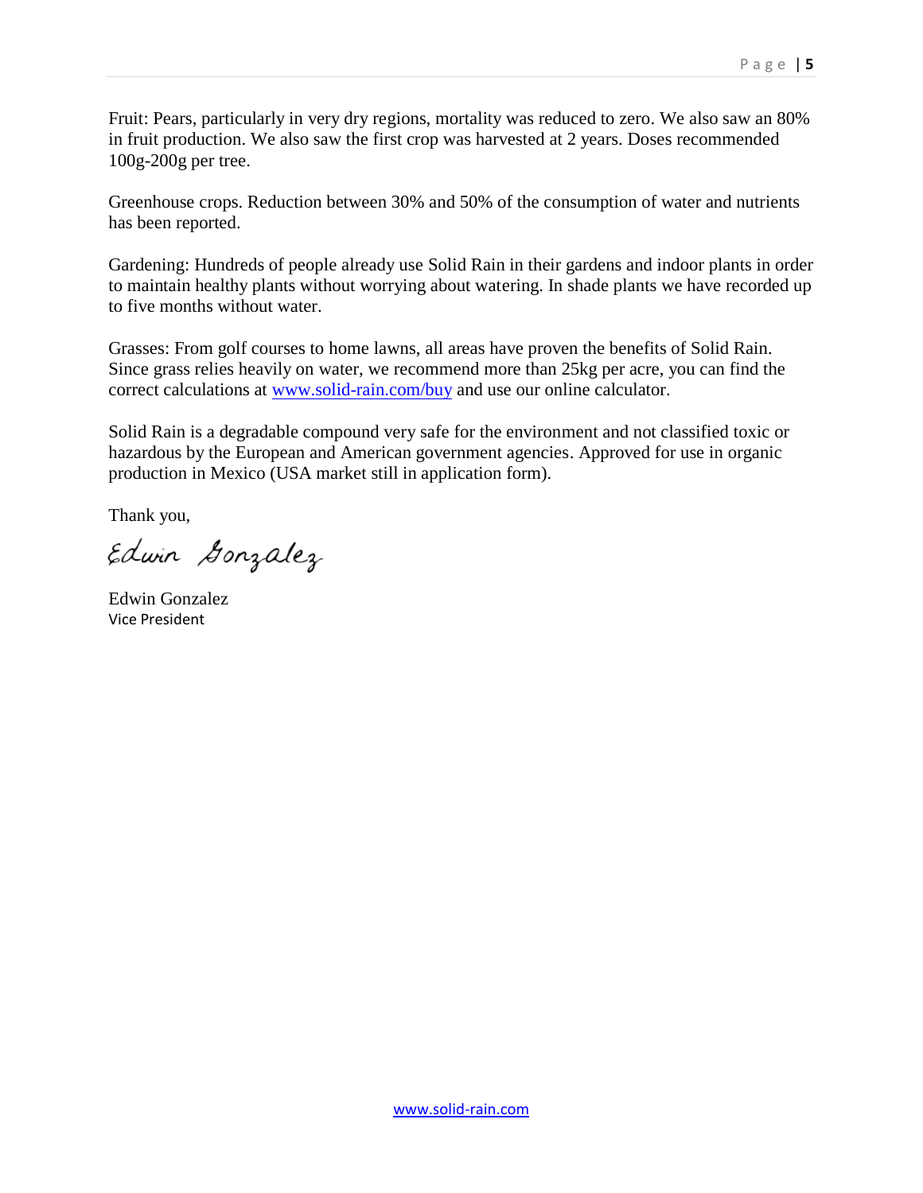Fruit: Pears, particularly in very dry regions, mortality was reduced to zero. We also saw an 80% in fruit production. We also saw the first crop was harvested at 2 years. Doses recommended 100g-200g per tree.

Greenhouse crops. Reduction between 30% and 50% of the consumption of water and nutrients has been reported.

Gardening: Hundreds of people already use Solid Rain in their gardens and indoor plants in order to maintain healthy plants without worrying about watering. In shade plants we have recorded up to five months without water.

Grasses: From golf courses to home lawns, all areas have proven the benefits of Solid Rain. Since grass relies heavily on water, we recommend more than 25kg per acre, you can find the correct calculations at [www.solid-rain.com/buy](http://www.solid-rain.com/buy) and use our online calculator.

Solid Rain is a degradable compound very safe for the environment and not classified toxic or hazardous by the European and American government agencies. Approved for use in organic production in Mexico (USA market still in application form).

Thank you,

*Edwin Gonzalez*

Edwin Gonzalez
Vice President